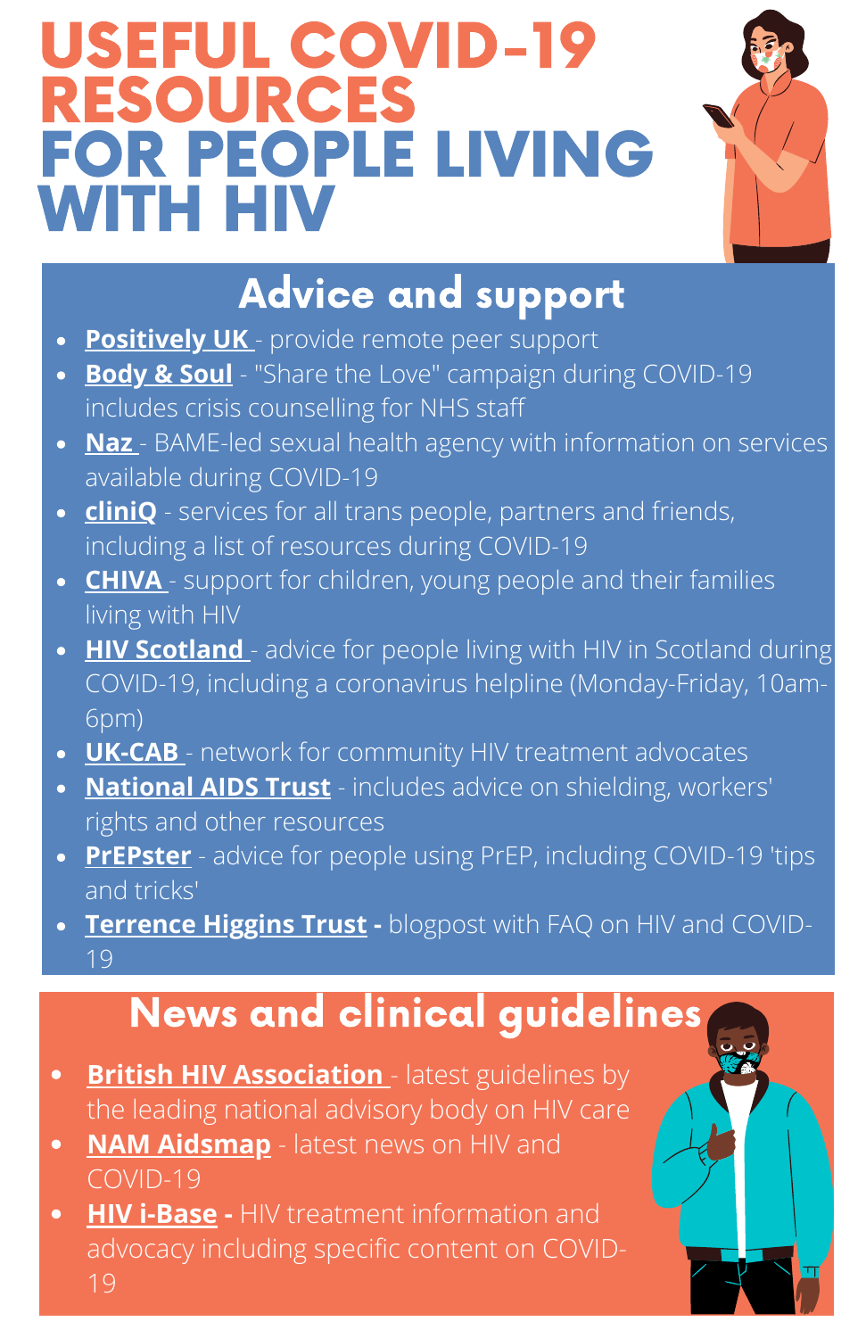# USEFUL COVID-19 RESOURCES FOR PEOPLE LIVING WITH HIV

## Advice and support

- **Positively UK** - provide remote peer support
- **Body & Soul** - "Share the Love" campaign during COVID-19 includes crisis counselling for NHS staff
- **Naz** - BAME-led sexual health agency with information on services available during COVID-19
- **cliniQ** - services for all trans people, partners and friends, including a list of resources during COVID-19
- **CHIVA** - support for children, young people and their families living with HIV
- **HIV Scotland** - advice for people living with HIV in Scotland during COVID-19, including a coronavirus helpline (Monday-Friday, 10am-6pm)
- **UK-CAB** - network for community HIV treatment advocates
- **National AIDS Trust** - includes advice on shielding, workers' rights and other resources
- **PrEPster** - advice for people using PrEP, including COVID-19 'tips and tricks'
- **Terrence Higgins Trust -** blogpost with FAQ on HIV and COVID-19

## News and clinical guidelines

- **British HIV Association** - latest guidelines by the leading national advisory body on HIV care
- **NAM Aidsmap** - latest news on HIV and COVID-19
- **HIV i-Base -** HIV treatment information and advocacy including specific content on COVID-19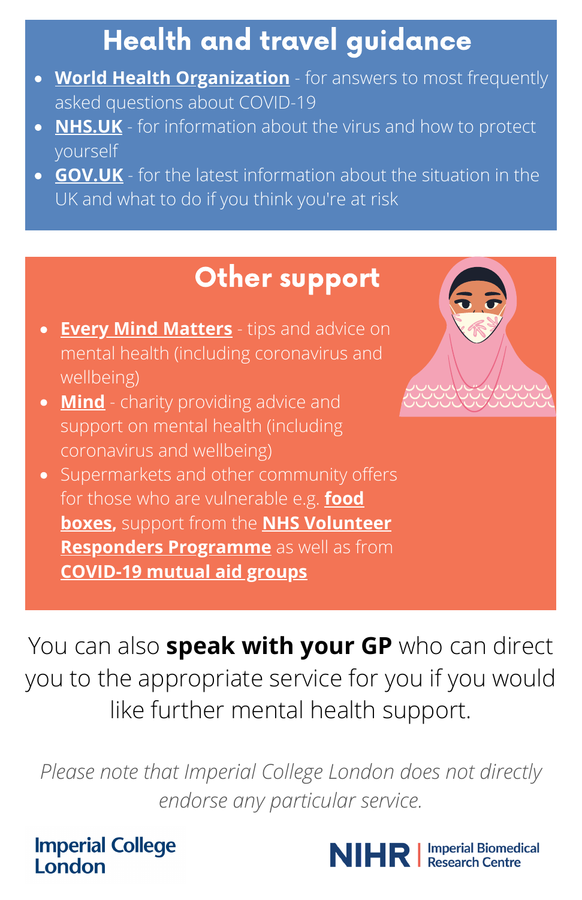## Health and travel guidance

- **World Health Organization** - for answers to most frequently asked questions about COVID-19
- **NHS.UK** - for information about the virus and how to protect yourself
- **GOV.UK** - for the latest information about the situation in the UK and what to do if you think you're at risk

## Other support

- **Every Mind Matters** - tips and advice on mental health (including coronavirus and wellbeing)
- **Mind** - charity providing advice and support on mental health (including coronavirus and wellbeing)
- Supermarkets and other community offers for those who are vulnerable e.g. **food boxes**, support from the **NHS Volunteer Responders Programme** as well as from **COVID-19 mutual aid groups**

You can also **speak with your GP** who can direct you to the appropriate service for you if you would like further mental health support.

*Please note that Imperial College London does not directly endorse any particular service.*

Imperial College London

NIHR | Imperial Biomedical Research Centre